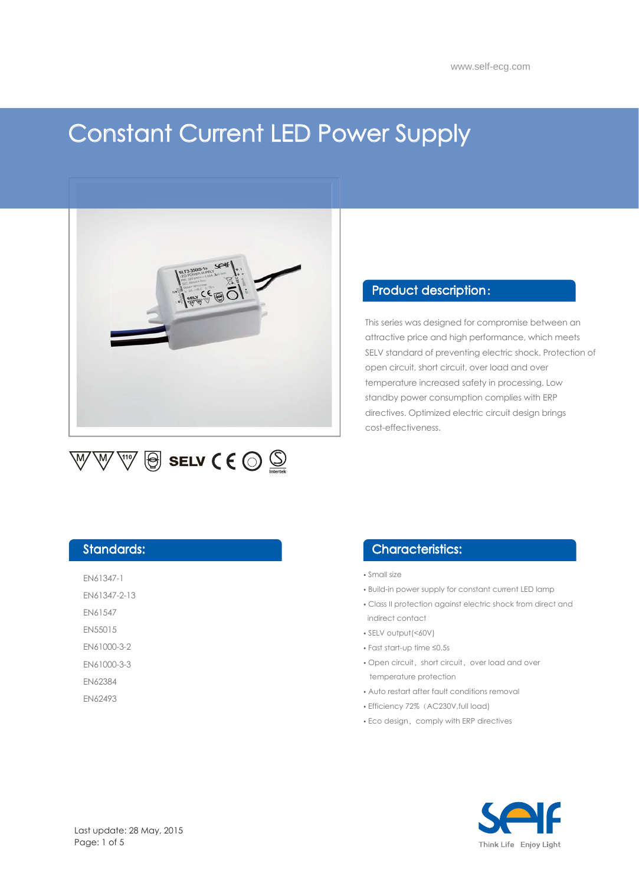www.self-ecg.com

# Constant Current LED Power Supply

SELV

## Product description:

This series was designed for compromise between an attractive price and high performance, which meets SELV standard of preventing electric shock. Protection of open circuit, short circuit, over load and over temperature increased safety in processing. Low standby power consumption complies with ERP directives. Optimized electric circuit design brings cost-effectiveness.

## Standards:

EN61347-1

EN61347-2-13

EN61547

EN55015

EN61000-3-2

EN61000-3-3

EN62384

EN62493

## Characteristics:

- Small size
- Build-in power supply for constant current LED lamp
- Class II protection against electric shock from direct and indirect contact
- SELV output(<60V)
- Fast start-up time ≤0.5s
- Open circuit，short circuit，over load and over temperature protection
- Auto restart after fault conditions removal
- Efficiency 72%（AC230V,full load)
- Eco design，comply with ERP directives

Last update: 28 May, 2015

Think Life Enjoy Light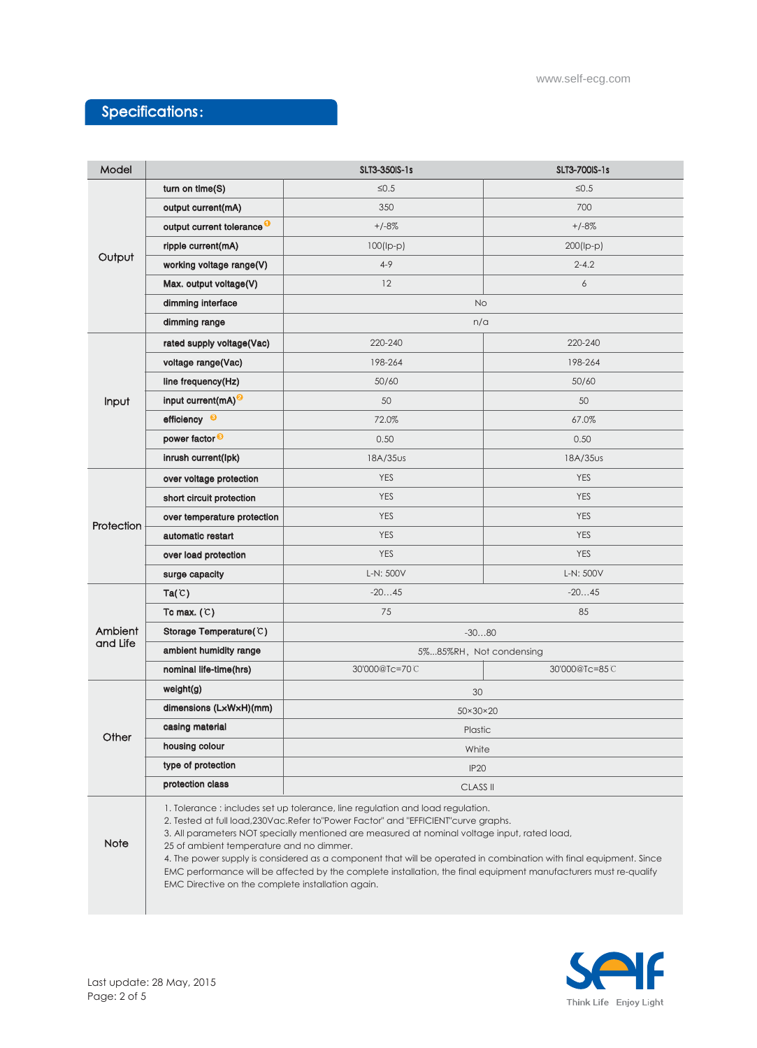## Specifications:

| Model | | SLT3-350IS-1s | SLT3-700IS-1s |
|---|---|---|---|
| Output | turn on time(S) | ≤0.5 | ≤0.5 |
| | output current(mA) | 350 | 700 |
| | output current tolerance [1] | +/-8% | +/-8% |
| | ripple current(mA) | 100(Ip-p) | 200(Ip-p) |
| | working voltage range(V) | 4-9 | 2-4.2 |
| | Max. output voltage(V) | 12 | 6 |
| | dimming interface | No | |
| | dimming range | n/a | |
| Input | rated supply voltage(Vac) | 220-240 | 220-240 |
| | voltage range(Vac) | 198-264 | 198-264 |
| | line frequency(Hz) | 50/60 | 50/60 |
| | input current(mA) [2] | 50 | 50 |
| | efficiency [3] | 72.0% | 67.0% |
| | power factor [3] | 0.50 | 0.50 |
| | inrush current(Ipk) | 18A/35us | 18A/35us |
| Protection | over voltage protection | YES | YES |
| | short circuit protection | YES | YES |
| | over temperature protection | YES | YES |
| | automatic restart | YES | YES |
| | over load protection | YES | YES |
| | surge capacity | L-N: 500V | L-N: 500V |
| Ambient and Life | Ta(℃) | -20…45 | -20…45 |
| | Tc max. (℃) | 75 | 85 |
| | Storage Temperature(℃) | -30…80 | |
| | ambient humidity range | 5%...85%RH，Not condensing | |
| | nominal life-time(hrs) | 30'000@Tc=70℃ | 30'000@Tc=85℃ |
| Other | weight(g) | 30 | |
| | dimensions (LxWxH)(mm) | 50×30×20 | |
| | casing material | Plastic | |
| | housing colour | White | |
| | type of protection | IP20 | |
| | protection class | CLASS II | |

**Note**

1. Tolerance : includes set up tolerance, line regulation and load regulation.
2. Tested at full load,230Vac.Refer to"Power Factor" and "EFFICIENT"curve graphs.
3. All parameters NOT specially mentioned are measured at nominal voltage input, rated load, 25 of ambient temperature and no dimmer.
4. The power supply is considered as a component that will be operated in combination with final equipment. Since EMC performance will be affected by the complete installation, the final equipment manufacturers must re-qualify EMC Directive on the complete installation again.

Last update: 28 May, 2015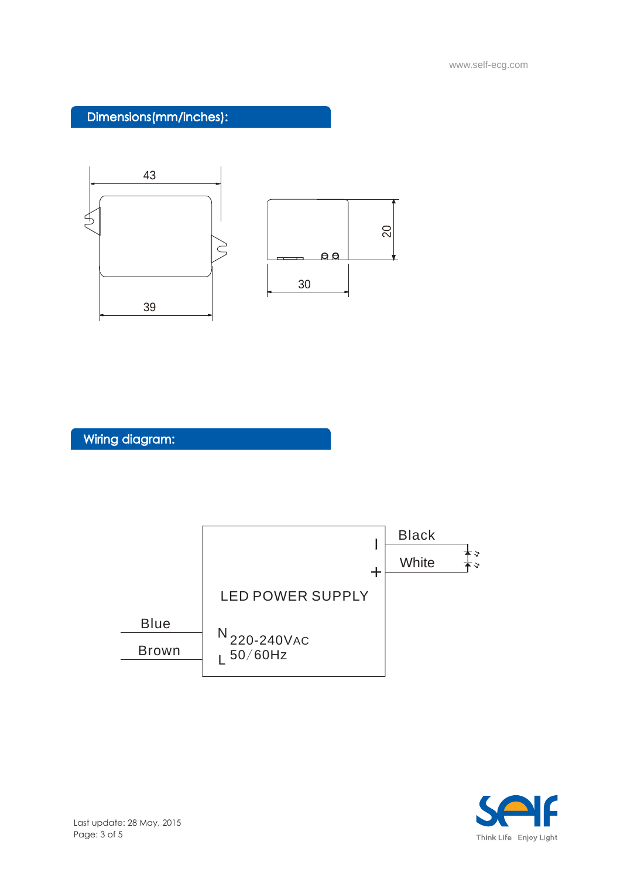## Dimensions(mm/inches):

43

39

20

30

## Wiring diagram:

Black

White

LED POWER SUPPLY

Blue

Brown

N 220-240VAC

L 50/60Hz

Last update: 28 May, 2015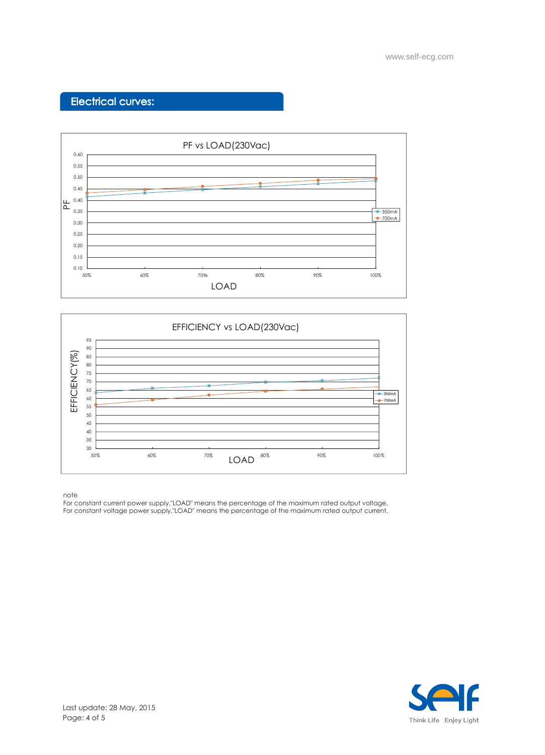## Electrical curves:

PF vs LOAD(230Vac)

EFFICIENCY vs LOAD(230Vac)

note
For constant current power supply,"LOAD" means the percentage of the maximum rated output voltage.
For constant voltage power supply,"LOAD" means the percentage of the maximum rated output current.

Last update: 28 May, 2015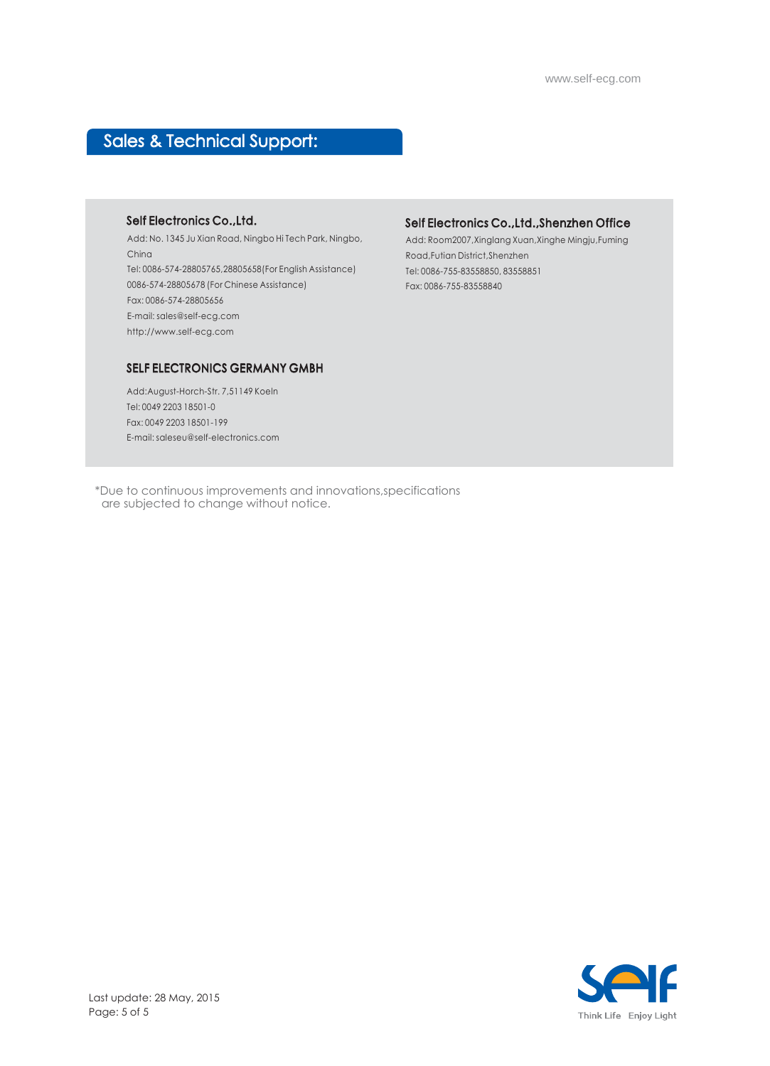## Sales & Technical Support:

### Self Electronics Co.,Ltd.

Add: No. 1345 Ju Xian Road, Ningbo Hi Tech Park, Ningbo, China
Tel: 0086-574-28805765,28805658(For English Assistance)
0086-574-28805678 (For Chinese Assistance)
Fax: 0086-574-28805656
E-mail: sales@self-ecg.com
http://www.self-ecg.com

### Self Electronics Co.,Ltd.,Shenzhen Office

Add: Room2007,Xinglang Xuan,Xinghe Mingju,Fuming Road,Futian District,Shenzhen
Tel: 0086-755-83558850, 83558851
Fax: 0086-755-83558840

### SELF ELECTRONICS GERMANY GMBH

Add:August-Horch-Str. 7,51149 Koeln
Tel: 0049 2203 18501-0
Fax: 0049 2203 18501-199
E-mail: saleseu@self-electronics.com

*Due to continuous improvements and innovations,specifications are subjected to change without notice.

Last update: 28 May, 2015

Think Life Enjoy Light